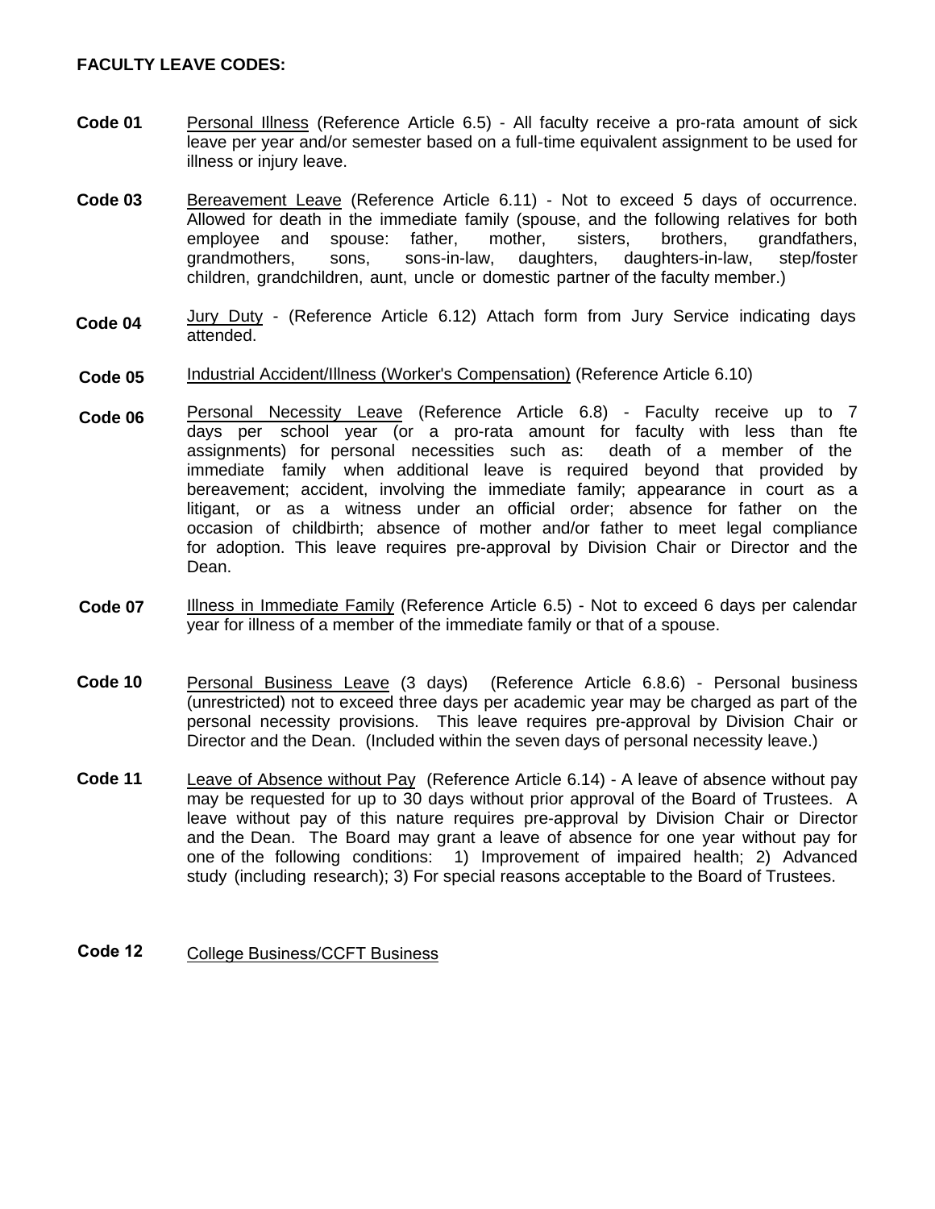**FACULTY LEAVE CODES:**

**Code 01** Personal Illness (Reference Article 6.5) - All faculty receive a pro-rata amount of sick leave per year and/or semester based on a full-time equivalent assignment to be used for illness or injury leave.

**Code 03** Bereavement Leave (Reference Article 6.11) - Not to exceed 5 days of occurrence. Allowed for death in the immediate family (spouse, and the following relatives for both employee and spouse: father, mother, sisters, brothers, grandfathers, grandmothers, sons, sons-in-law, daughters, daughters-in-law, step/foster children, grandchildren, aunt, uncle or domestic partner of the faculty member.)

**Code 04** Jury Duty - (Reference Article 6.12) Attach form from Jury Service indicating days attended.

**Code 05** Industrial Accident/Illness (Worker's Compensation) (Reference Article 6.10)

**Code 06** Personal Necessity Leave (Reference Article 6.8) - Faculty receive up to 7 days per school year (or a pro-rata amount for faculty with less than fte assignments) for personal necessities such as: death of a member of the immediate family when additional leave is required beyond that provided by bereavement; accident, involving the immediate family; appearance in court as a litigant, or as a witness under an official order; absence for father on the occasion of childbirth; absence of mother and/or father to meet legal compliance for adoption. This leave requires pre-approval by Division Chair or Director and the Dean.

**Code 07** Illness in Immediate Family (Reference Article 6.5) - Not to exceed 6 days per calendar year for illness of a member of the immediate family or that of a spouse.

**Code 10** Personal Business Leave (3 days) (Reference Article 6.8.6) - Personal business (unrestricted) not to exceed three days per academic year may be charged as part of the personal necessity provisions. This leave requires pre-approval by Division Chair or Director and the Dean. (Included within the seven days of personal necessity leave.)

**Code 11** Leave of Absence without Pay (Reference Article 6.14) - A leave of absence without pay may be requested for up to 30 days without prior approval of the Board of Trustees. A leave without pay of this nature requires pre-approval by Division Chair or Director and the Dean. The Board may grant a leave of absence for one year without pay for one of the following conditions: 1) Improvement of impaired health; 2) Advanced study (including research); 3) For special reasons acceptable to the Board of Trustees.

**Code 12** College Business/CCFT Business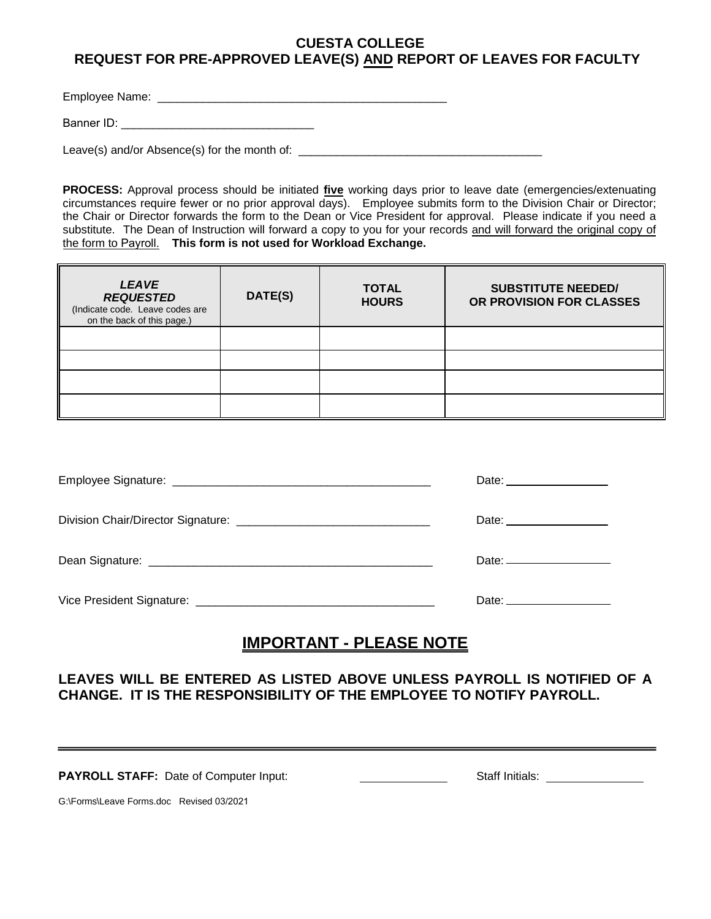# CUESTA COLLEGE
## REQUEST FOR PRE-APPROVED LEAVE(S) AND REPORT OF LEAVES FOR FACULTY

Employee Name: _______________________________________________

Banner ID: ______________________________

Leave(s) and/or Absence(s) for the month of: ______________________________________

**PROCESS:** Approval process should be initiated **five** working days prior to leave date (emergencies/extenuating circumstances require fewer or no prior approval days). Employee submits form to the Division Chair or Director; the Chair or Director forwards the form to the Dean or Vice President for approval. Please indicate if you need a substitute. The Dean of Instruction will forward a copy to you for your records and will forward the original copy of the form to Payroll. **This form is not used for Workload Exchange.**

| ***LEAVE REQUESTED*** (Indicate code. Leave codes are on the back of this page.) | **DATE(S)** | **TOTAL HOURS** | **SUBSTITUTE NEEDED/ OR PROVISION FOR CLASSES** |
|---|---|---|---|
| | | | |
| | | | |
| | | | |
| | | | |

Employee Signature: ________________________________________ Date: ________________

Division Chair/Director Signature: ______________________________ Date: ________________

Dean Signature: ____________________________________________ Date: ________________

Vice President Signature: ____________________________________ Date: ________________

## IMPORTANT - PLEASE NOTE

**LEAVES WILL BE ENTERED AS LISTED ABOVE UNLESS PAYROLL IS NOTIFIED OF A CHANGE. IT IS THE RESPONSIBILITY OF THE EMPLOYEE TO NOTIFY PAYROLL.**

---

**PAYROLL STAFF:** Date of Computer Input: ______________ Staff Initials: ________________

G:\Forms\Leave Forms.doc Revised 03/2021